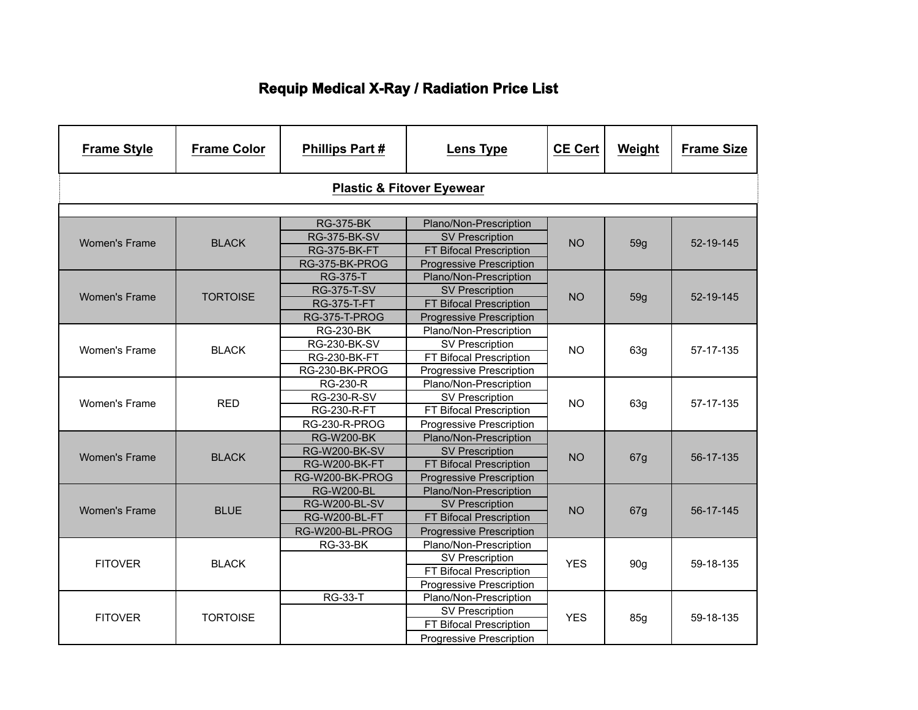# Requip Medical X-Ray / Radiation Price List

| Frame Style | Frame Color | Phillips Part # | Lens Type | CE Cert | Weight | Frame Size |
|---|---|---|---|---|---|---|
| **Plastic & Fitover Eyewear** | | | | | | |
| Women's Frame | BLACK | RG-375-BK | Plano/Non-Prescription | NO | 59g | 52-19-145 |
| | | RG-375-BK-SV | SV Prescription | | | |
| | | RG-375-BK-FT | FT Bifocal Prescription | | | |
| | | RG-375-BK-PROG | Progressive Prescription | | | |
| Women's Frame | TORTOISE | RG-375-T | Plano/Non-Prescription | NO | 59g | 52-19-145 |
| | | RG-375-T-SV | SV Prescription | | | |
| | | RG-375-T-FT | FT Bifocal Prescription | | | |
| | | RG-375-T-PROG | Progressive Prescription | | | |
| Women's Frame | BLACK | RG-230-BK | Plano/Non-Prescription | NO | 63g | 57-17-135 |
| | | RG-230-BK-SV | SV Prescription | | | |
| | | RG-230-BK-FT | FT Bifocal Prescription | | | |
| | | RG-230-BK-PROG | Progressive Prescription | | | |
| Women's Frame | RED | RG-230-R | Plano/Non-Prescription | NO | 63g | 57-17-135 |
| | | RG-230-R-SV | SV Prescription | | | |
| | | RG-230-R-FT | FT Bifocal Prescription | | | |
| | | RG-230-R-PROG | Progressive Prescription | | | |
| Women's Frame | BLACK | RG-W200-BK | Plano/Non-Prescription | NO | 67g | 56-17-135 |
| | | RG-W200-BK-SV | SV Prescription | | | |
| | | RG-W200-BK-FT | FT Bifocal Prescription | | | |
| | | RG-W200-BK-PROG | Progressive Prescription | | | |
| Women's Frame | BLUE | RG-W200-BL | Plano/Non-Prescription | NO | 67g | 56-17-145 |
| | | RG-W200-BL-SV | SV Prescription | | | |
| | | RG-W200-BL-FT | FT Bifocal Prescription | | | |
| | | RG-W200-BL-PROG | Progressive Prescription | | | |
| FITOVER | BLACK | RG-33-BK | Plano/Non-Prescription | YES | 90g | 59-18-135 |
| | | | SV Prescription | | | |
| | | | FT Bifocal Prescription | | | |
| | | | Progressive Prescription | | | |
| FITOVER | TORTOISE | RG-33-T | Plano/Non-Prescription | YES | 85g | 59-18-135 |
| | | | SV Prescription | | | |
| | | | FT Bifocal Prescription | | | |
| | | | Progressive Prescription | | | |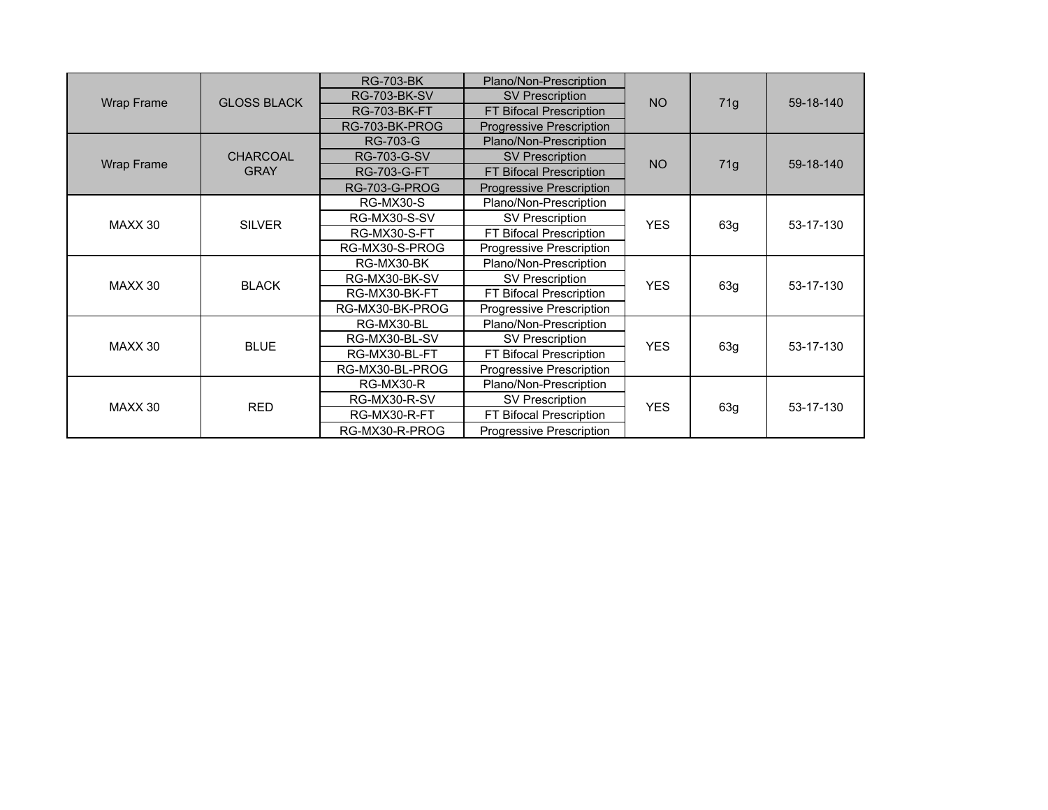| | | | | | | |
|---|---|---|---|---|---|---|
| Wrap Frame | GLOSS BLACK | RG-703-BK | Plano/Non-Prescription | NO | 71g | 59-18-140 |
| | | RG-703-BK-SV | SV Prescription | | | |
| | | RG-703-BK-FT | FT Bifocal Prescription | | | |
| | | RG-703-BK-PROG | Progressive Prescription | | | |
| Wrap Frame | CHARCOAL GRAY | RG-703-G | Plano/Non-Prescription | NO | 71g | 59-18-140 |
| | | RG-703-G-SV | SV Prescription | | | |
| | | RG-703-G-FT | FT Bifocal Prescription | | | |
| | | RG-703-G-PROG | Progressive Prescription | | | |
| MAXX 30 | SILVER | RG-MX30-S | Plano/Non-Prescription | YES | 63g | 53-17-130 |
| | | RG-MX30-S-SV | SV Prescription | | | |
| | | RG-MX30-S-FT | FT Bifocal Prescription | | | |
| | | RG-MX30-S-PROG | Progressive Prescription | | | |
| MAXX 30 | BLACK | RG-MX30-BK | Plano/Non-Prescription | YES | 63g | 53-17-130 |
| | | RG-MX30-BK-SV | SV Prescription | | | |
| | | RG-MX30-BK-FT | FT Bifocal Prescription | | | |
| | | RG-MX30-BK-PROG | Progressive Prescription | | | |
| MAXX 30 | BLUE | RG-MX30-BL | Plano/Non-Prescription | YES | 63g | 53-17-130 |
| | | RG-MX30-BL-SV | SV Prescription | | | |
| | | RG-MX30-BL-FT | FT Bifocal Prescription | | | |
| | | RG-MX30-BL-PROG | Progressive Prescription | | | |
| MAXX 30 | RED | RG-MX30-R | Plano/Non-Prescription | YES | 63g | 53-17-130 |
| | | RG-MX30-R-SV | SV Prescription | | | |
| | | RG-MX30-R-FT | FT Bifocal Prescription | | | |
| | | RG-MX30-R-PROG | Progressive Prescription | | | |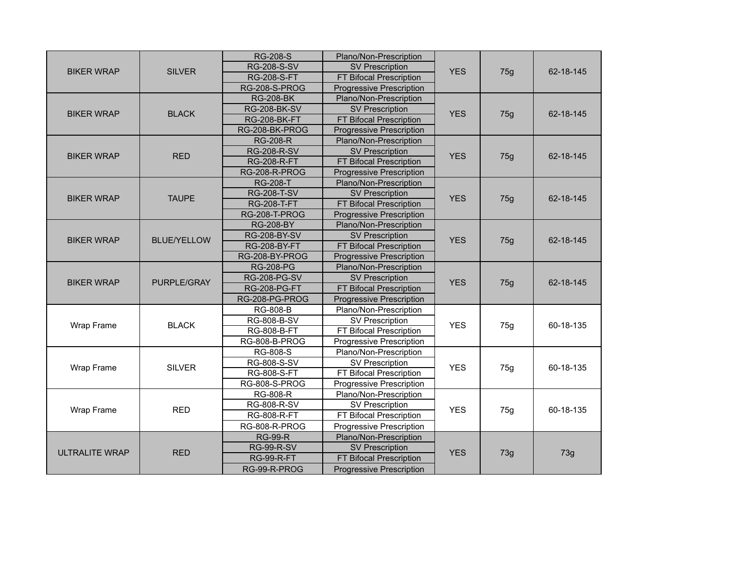| | | | | | | |
|---|---|---|---|---|---|---|
| BIKER WRAP | SILVER | RG-208-S | Plano/Non-Prescription | YES | 75g | 62-18-145 |
| | | RG-208-S-SV | SV Prescription | | | |
| | | RG-208-S-FT | FT Bifocal Prescription | | | |
| | | RG-208-S-PROG | Progressive Prescription | | | |
| BIKER WRAP | BLACK | RG-208-BK | Plano/Non-Prescription | YES | 75g | 62-18-145 |
| | | RG-208-BK-SV | SV Prescription | | | |
| | | RG-208-BK-FT | FT Bifocal Prescription | | | |
| | | RG-208-BK-PROG | Progressive Prescription | | | |
| BIKER WRAP | RED | RG-208-R | Plano/Non-Prescription | YES | 75g | 62-18-145 |
| | | RG-208-R-SV | SV Prescription | | | |
| | | RG-208-R-FT | FT Bifocal Prescription | | | |
| | | RG-208-R-PROG | Progressive Prescription | | | |
| BIKER WRAP | TAUPE | RG-208-T | Plano/Non-Prescription | YES | 75g | 62-18-145 |
| | | RG-208-T-SV | SV Prescription | | | |
| | | RG-208-T-FT | FT Bifocal Prescription | | | |
| | | RG-208-T-PROG | Progressive Prescription | | | |
| BIKER WRAP | BLUE/YELLOW | RG-208-BY | Plano/Non-Prescription | YES | 75g | 62-18-145 |
| | | RG-208-BY-SV | SV Prescription | | | |
| | | RG-208-BY-FT | FT Bifocal Prescription | | | |
| | | RG-208-BY-PROG | Progressive Prescription | | | |
| BIKER WRAP | PURPLE/GRAY | RG-208-PG | Plano/Non-Prescription | YES | 75g | 62-18-145 |
| | | RG-208-PG-SV | SV Prescription | | | |
| | | RG-208-PG-FT | FT Bifocal Prescription | | | |
| | | RG-208-PG-PROG | Progressive Prescription | | | |
| Wrap Frame | BLACK | RG-808-B | Plano/Non-Prescription | YES | 75g | 60-18-135 |
| | | RG-808-B-SV | SV Prescription | | | |
| | | RG-808-B-FT | FT Bifocal Prescription | | | |
| | | RG-808-B-PROG | Progressive Prescription | | | |
| Wrap Frame | SILVER | RG-808-S | Plano/Non-Prescription | YES | 75g | 60-18-135 |
| | | RG-808-S-SV | SV Prescription | | | |
| | | RG-808-S-FT | FT Bifocal Prescription | | | |
| | | RG-808-S-PROG | Progressive Prescription | | | |
| Wrap Frame | RED | RG-808-R | Plano/Non-Prescription | YES | 75g | 60-18-135 |
| | | RG-808-R-SV | SV Prescription | | | |
| | | RG-808-R-FT | FT Bifocal Prescription | | | |
| | | RG-808-R-PROG | Progressive Prescription | | | |
| ULTRALITE WRAP | RED | RG-99-R | Plano/Non-Prescription | YES | 73g | 73g |
| | | RG-99-R-SV | SV Prescription | | | |
| | | RG-99-R-FT | FT Bifocal Prescription | | | |
| | | RG-99-R-PROG | Progressive Prescription | | | |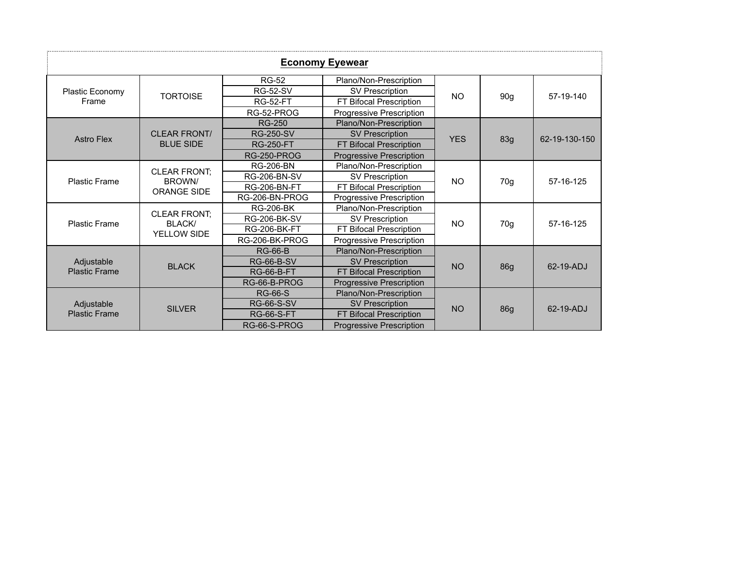## Economy Eyewear

| | | | | | | |
|---|---|---|---|---|---|---|
| Plastic Economy Frame | TORTOISE | RG-52 | Plano/Non-Prescription | NO | 90g | 57-19-140 |
| | | RG-52-SV | SV Prescription | | | |
| | | RG-52-FT | FT Bifocal Prescription | | | |
| | | RG-52-PROG | Progressive Prescription | | | |
| Astro Flex | CLEAR FRONT/ BLUE SIDE | RG-250 | Plano/Non-Prescription | YES | 83g | 62-19-130-150 |
| | | RG-250-SV | SV Prescription | | | |
| | | RG-250-FT | FT Bifocal Prescription | | | |
| | | RG-250-PROG | Progressive Prescription | | | |
| Plastic Frame | CLEAR FRONT; BROWN/ ORANGE SIDE | RG-206-BN | Plano/Non-Prescription | NO | 70g | 57-16-125 |
| | | RG-206-BN-SV | SV Prescription | | | |
| | | RG-206-BN-FT | FT Bifocal Prescription | | | |
| | | RG-206-BN-PROG | Progressive Prescription | | | |
| Plastic Frame | CLEAR FRONT; BLACK/ YELLOW SIDE | RG-206-BK | Plano/Non-Prescription | NO | 70g | 57-16-125 |
| | | RG-206-BK-SV | SV Prescription | | | |
| | | RG-206-BK-FT | FT Bifocal Prescription | | | |
| | | RG-206-BK-PROG | Progressive Prescription | | | |
| Adjustable Plastic Frame | BLACK | RG-66-B | Plano/Non-Prescription | NO | 86g | 62-19-ADJ |
| | | RG-66-B-SV | SV Prescription | | | |
| | | RG-66-B-FT | FT Bifocal Prescription | | | |
| | | RG-66-B-PROG | Progressive Prescription | | | |
| Adjustable Plastic Frame | SILVER | RG-66-S | Plano/Non-Prescription | NO | 86g | 62-19-ADJ |
| | | RG-66-S-SV | SV Prescription | | | |
| | | RG-66-S-FT | FT Bifocal Prescription | | | |
| | | RG-66-S-PROG | Progressive Prescription | | | |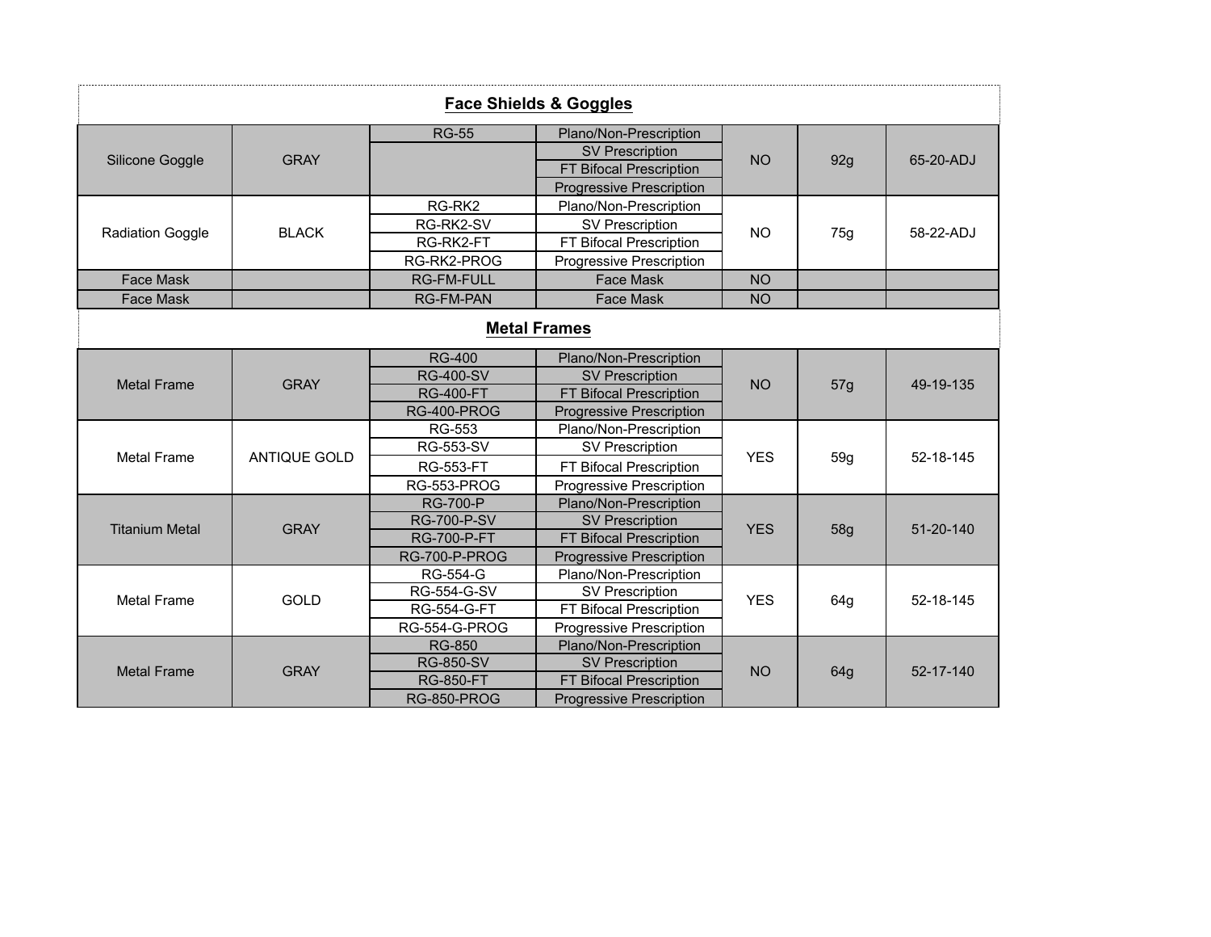| Face Shields & Goggles | | | | | | |
|---|---|---|---|---|---|---|
| Silicone Goggle | GRAY | RG-55 | Plano/Non-Prescription | NO | 92g | 65-20-ADJ |
| | | | SV Prescription | | | |
| | | | FT Bifocal Prescription | | | |
| | | | Progressive Prescription | | | |
| Radiation Goggle | BLACK | RG-RK2 | Plano/Non-Prescription | NO | 75g | 58-22-ADJ |
| | | RG-RK2-SV | SV Prescription | | | |
| | | RG-RK2-FT | FT Bifocal Prescription | | | |
| | | RG-RK2-PROG | Progressive Prescription | | | |
| Face Mask | | RG-FM-FULL | Face Mask | NO | | |
| Face Mask | | RG-FM-PAN | Face Mask | NO | | |
| **Metal Frames** | | | | | | |
| Metal Frame | GRAY | RG-400 | Plano/Non-Prescription | NO | 57g | 49-19-135 |
| | | RG-400-SV | SV Prescription | | | |
| | | RG-400-FT | FT Bifocal Prescription | | | |
| | | RG-400-PROG | Progressive Prescription | | | |
| Metal Frame | ANTIQUE GOLD | RG-553 | Plano/Non-Prescription | YES | 59g | 52-18-145 |
| | | RG-553-SV | SV Prescription | | | |
| | | RG-553-FT | FT Bifocal Prescription | | | |
| | | RG-553-PROG | Progressive Prescription | | | |
| Titanium Metal | GRAY | RG-700-P | Plano/Non-Prescription | YES | 58g | 51-20-140 |
| | | RG-700-P-SV | SV Prescription | | | |
| | | RG-700-P-FT | FT Bifocal Prescription | | | |
| | | RG-700-P-PROG | Progressive Prescription | | | |
| Metal Frame | GOLD | RG-554-G | Plano/Non-Prescription | YES | 64g | 52-18-145 |
| | | RG-554-G-SV | SV Prescription | | | |
| | | RG-554-G-FT | FT Bifocal Prescription | | | |
| | | RG-554-G-PROG | Progressive Prescription | | | |
| Metal Frame | GRAY | RG-850 | Plano/Non-Prescription | NO | 64g | 52-17-140 |
| | | RG-850-SV | SV Prescription | | | |
| | | RG-850-FT | FT Bifocal Prescription | | | |
| | | RG-850-PROG | Progressive Prescription | | | |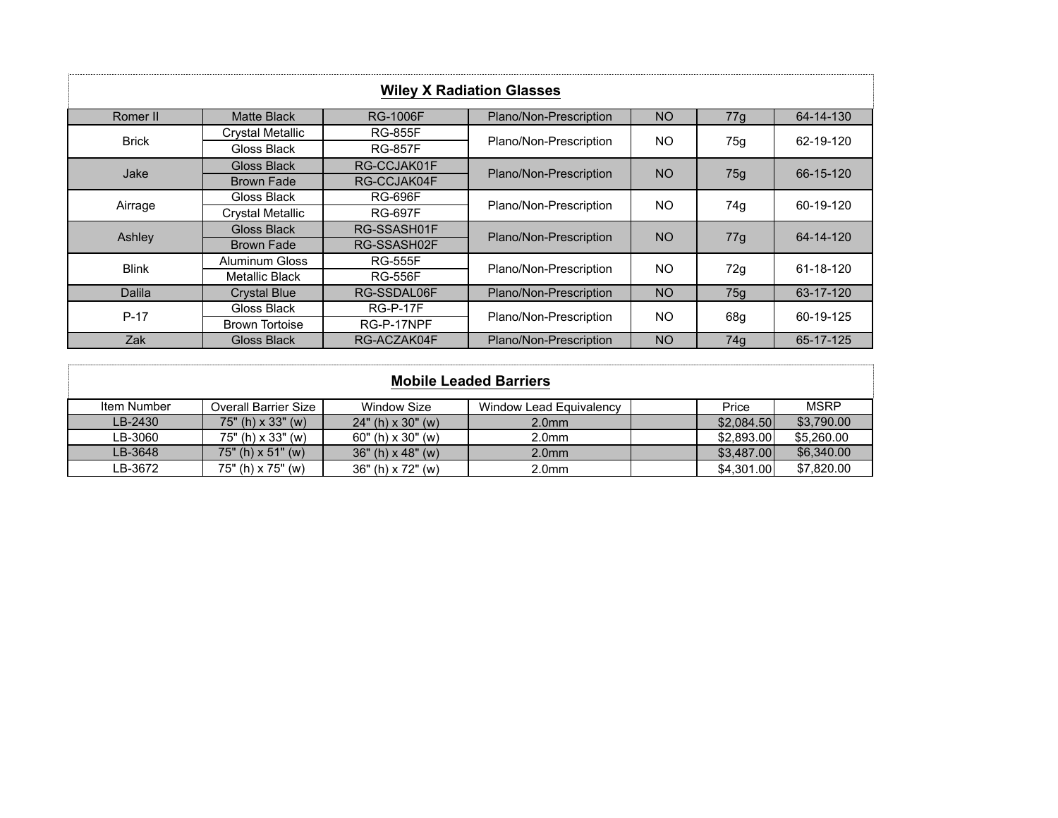## Wiley X Radiation Glasses

| | | | | | | |
|---|---|---|---|---|---|---|
| Romer II | Matte Black | RG-1006F | Plano/Non-Prescription | NO | 77g | 64-14-130 |
| Brick | Crystal Metallic | RG-855F | Plano/Non-Prescription | NO | 75g | 62-19-120 |
| | Gloss Black | RG-857F | | | | |
| Jake | Gloss Black | RG-CCJAK01F | Plano/Non-Prescription | NO | 75g | 66-15-120 |
| | Brown Fade | RG-CCJAK04F | | | | |
| Airrage | Gloss Black | RG-696F | Plano/Non-Prescription | NO | 74g | 60-19-120 |
| | Crystal Metallic | RG-697F | | | | |
| Ashley | Gloss Black | RG-SSASH01F | Plano/Non-Prescription | NO | 77g | 64-14-120 |
| | Brown Fade | RG-SSASH02F | | | | |
| Blink | Aluminum Gloss | RG-555F | Plano/Non-Prescription | NO | 72g | 61-18-120 |
| | Metallic Black | RG-556F | | | | |
| Dalila | Crystal Blue | RG-SSDAL06F | Plano/Non-Prescription | NO | 75g | 63-17-120 |
| P-17 | Gloss Black | RG-P-17F | Plano/Non-Prescription | NO | 68g | 60-19-125 |
| | Brown Tortoise | RG-P-17NPF | | | | |
| Zak | Gloss Black | RG-ACZAK04F | Plano/Non-Prescription | NO | 74g | 65-17-125 |

## Mobile Leaded Barriers

| Item Number | Overall Barrier Size | Window Size | Window Lead Equivalency | | Price | MSRP |
|---|---|---|---|---|---|---|
| LB-2430 | 75" (h) x 33" (w) | 24" (h) x 30" (w) | 2.0mm | | $2,084.50 | $3,790.00 |
| LB-3060 | 75" (h) x 33" (w) | 60" (h) x 30" (w) | 2.0mm | | $2,893.00 | $5,260.00 |
| LB-3648 | 75" (h) x 51" (w) | 36" (h) x 48" (w) | 2.0mm | | $3,487.00 | $6,340.00 |
| LB-3672 | 75" (h) x 75" (w) | 36" (h) x 72" (w) | 2.0mm | | $4,301.00 | $7,820.00 |